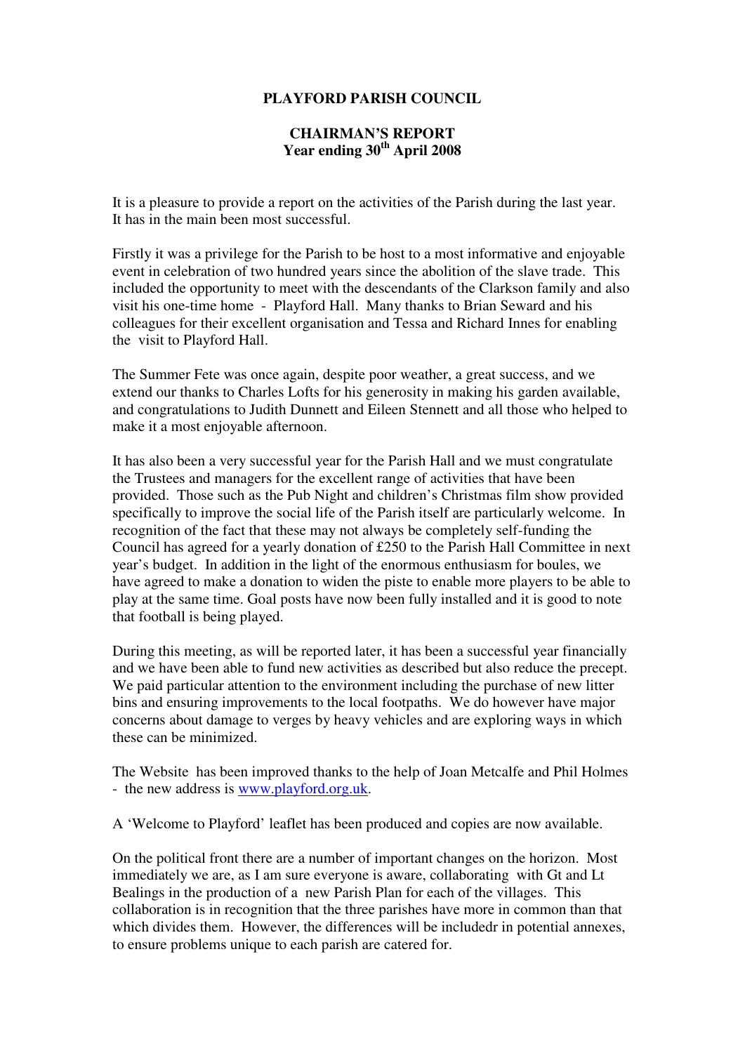# PLAYFORD PARISH COUNCIL

## CHAIRMAN'S REPORT
## Year ending 30th April 2008

It is a pleasure to provide a report on the activities of the Parish during the last year. It has in the main been most successful.

Firstly it was a privilege for the Parish to be host to a most informative and enjoyable event in celebration of two hundred years since the abolition of the slave trade. This included the opportunity to meet with the descendants of the Clarkson family and also visit his one-time home - Playford Hall. Many thanks to Brian Seward and his colleagues for their excellent organisation and Tessa and Richard Innes for enabling the visit to Playford Hall.

The Summer Fete was once again, despite poor weather, a great success, and we extend our thanks to Charles Lofts for his generosity in making his garden available, and congratulations to Judith Dunnett and Eileen Stennett and all those who helped to make it a most enjoyable afternoon.

It has also been a very successful year for the Parish Hall and we must congratulate the Trustees and managers for the excellent range of activities that have been provided. Those such as the Pub Night and children's Christmas film show provided specifically to improve the social life of the Parish itself are particularly welcome. In recognition of the fact that these may not always be completely self-funding the Council has agreed for a yearly donation of £250 to the Parish Hall Committee in next year's budget. In addition in the light of the enormous enthusiasm for boules, we have agreed to make a donation to widen the piste to enable more players to be able to play at the same time. Goal posts have now been fully installed and it is good to note that football is being played.

During this meeting, as will be reported later, it has been a successful year financially and we have been able to fund new activities as described but also reduce the precept. We paid particular attention to the environment including the purchase of new litter bins and ensuring improvements to the local footpaths. We do however have major concerns about damage to verges by heavy vehicles and are exploring ways in which these can be minimized.

The Website has been improved thanks to the help of Joan Metcalfe and Phil Holmes - the new address is www.playford.org.uk.

A 'Welcome to Playford' leaflet has been produced and copies are now available.

On the political front there are a number of important changes on the horizon. Most immediately we are, as I am sure everyone is aware, collaborating with Gt and Lt Bealings in the production of a new Parish Plan for each of the villages. This collaboration is in recognition that the three parishes have more in common than that which divides them. However, the differences will be includedr in potential annexes, to ensure problems unique to each parish are catered for.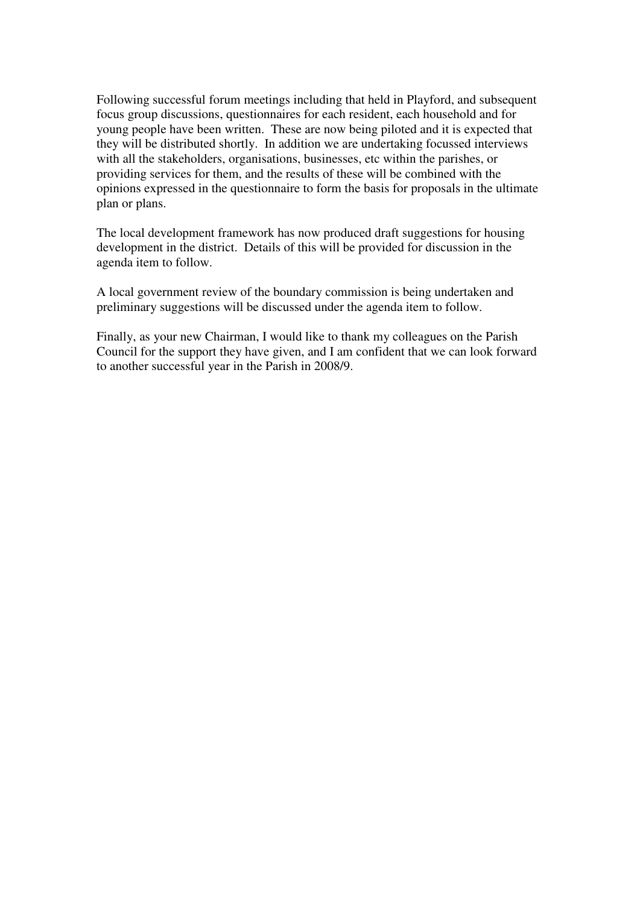Following successful forum meetings including that held in Playford, and subsequent focus group discussions, questionnaires for each resident, each household and for young people have been written. These are now being piloted and it is expected that they will be distributed shortly. In addition we are undertaking focussed interviews with all the stakeholders, organisations, businesses, etc within the parishes, or providing services for them, and the results of these will be combined with the opinions expressed in the questionnaire to form the basis for proposals in the ultimate plan or plans.

The local development framework has now produced draft suggestions for housing development in the district. Details of this will be provided for discussion in the agenda item to follow.

A local government review of the boundary commission is being undertaken and preliminary suggestions will be discussed under the agenda item to follow.

Finally, as your new Chairman, I would like to thank my colleagues on the Parish Council for the support they have given, and I am confident that we can look forward to another successful year in the Parish in 2008/9.